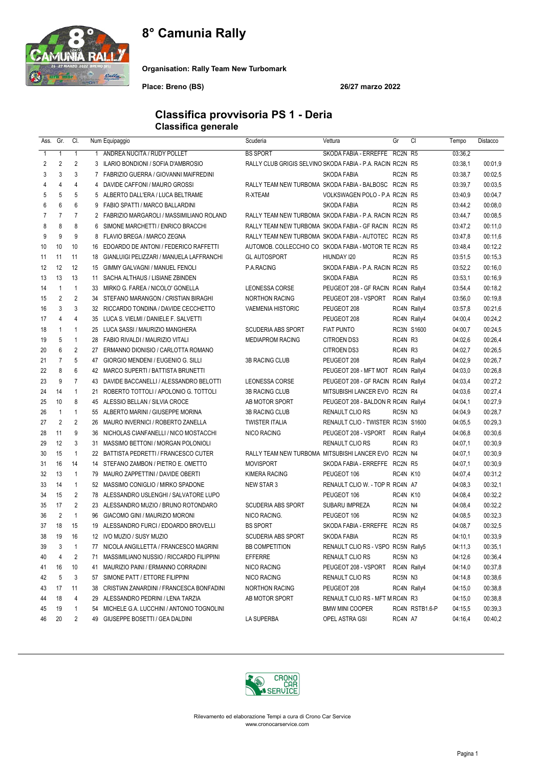# 8° Camunia Rally

**Organisation: Rally Team New Turbomark**

**Place: Breno (BS)** **26/27 marzo 2022**

## Classifica provvisoria PS 1 - Deria

### Classifica generale

| Ass. | Gr. | Cl. | Num | Equipaggio | Scuderia | Vettura | Gr | Cl | Tempo | Distacco |
|---|---|---|---|---|---|---|---|---|---|---|
| 1 | 1 | 1 | 1 | ANDREA NUCITA / RUDY POLLET | BS SPORT | SKODA FABIA - ERREFFE | RC2N | R5 | 03:36,2 | |
| 2 | 2 | 2 | 3 | ILARIO BONDIONI / SOFIA D'AMBROSIO | RALLY CLUB GRIGIS SELVINO | SKODA FABIA - P.A. RACIN | RC2N | R5 | 03:38,1 | 00:01,9 |
| 3 | 3 | 3 | 7 | FABRIZIO GUERRA / GIOVANNI MAIFREDINI | | SKODA FABIA | RC2N | R5 | 03:38,7 | 00:02,5 |
| 4 | 4 | 4 | 4 | DAVIDE CAFFONI / MAURO GROSSI | RALLY TEAM NEW TURBOMA | SKODA FABIA - BALBOSC | RC2N | R5 | 03:39,7 | 00:03,5 |
| 5 | 5 | 5 | 5 | ALBERTO DALL'ERA / LUCA BELTRAME | R-XTEAM | VOLKSWAGEN POLO - P.A | RC2N | R5 | 03:40,9 | 00:04,7 |
| 6 | 6 | 6 | 9 | FABIO SPATTI / MARCO BALLARDINI | | SKODA FABIA | RC2N | R5 | 03:44,2 | 00:08,0 |
| 7 | 7 | 7 | 2 | FABRIZIO MARGAROLI / MASSIMILIANO ROLAND | RALLY TEAM NEW TURBOMA | SKODA FABIA - P.A. RACIN | RC2N | R5 | 03:44,7 | 00:08,5 |
| 8 | 8 | 8 | 6 | SIMONE MARCHETTI / ENRICO BRACCHI | RALLY TEAM NEW TURBOMA | SKODA FABIA - GF RACIN | RC2N | R5 | 03:47,2 | 00:11,0 |
| 9 | 9 | 9 | 8 | FLAVIO BREGA / MARCO ZEGNA | RALLY TEAM NEW TURBOMA | SKODA FABIA - AUTOTEC | RC2N | R5 | 03:47,8 | 00:11,6 |
| 10 | 10 | 10 | 16 | EDOARDO DE ANTONI / FEDERICO RAFFETTI | AUTOMOB. COLLECCHIO CO | SKODA FABIA - MOTOR TE | RC2N | R5 | 03:48,4 | 00:12,2 |
| 11 | 11 | 11 | 18 | GIANLUIGI PELIZZARI / MANUELA LAFFRANCHI | GL AUTOSPORT | HIUNDAY I20 | RC2N | R5 | 03:51,5 | 00:15,3 |
| 12 | 12 | 12 | 15 | GIMMY GALVAGNI / MANUEL FENOLI | P.A.RACING | SKODA FABIA - P.A. RACIN | RC2N | R5 | 03:52,2 | 00:16,0 |
| 13 | 13 | 13 | 11 | SACHA ALTHAUS / LISIANE ZBINDEN | | SKODA FABIA | RC2N | R5 | 03:53,1 | 00:16,9 |
| 14 | 1 | 1 | 33 | MIRKO G. FAREA / NICOLO' GONELLA | LEONESSA CORSE | PEUGEOT 208 - GF RACIN | RC4N | Rally4 | 03:54,4 | 00:18,2 |
| 15 | 2 | 2 | 34 | STEFANO MARANGON / CRISTIAN BIRAGHI | NORTHON RACING | PEUGEOT 208 - VSPORT | RC4N | Rally4 | 03:56,0 | 00:19,8 |
| 16 | 3 | 3 | 32 | RICCARDO TONDINA / DAVIDE CECCHETTO | VAEMENIA HISTORIC | PEUGEOT 208 | RC4N | Rally4 | 03:57,8 | 00:21,6 |
| 17 | 4 | 4 | 35 | LUCA S. VIELMI / DANIELE F. SALVETTI | | PEUGEOT 208 | RC4N | Rally4 | 04:00,4 | 00:24,2 |
| 18 | 1 | 1 | 25 | LUCA SASSI / MAURIZIO MANGHERA | SCUDERIA ABS SPORT | FIAT PUNTO | RC3N | S1600 | 04:00,7 | 00:24,5 |
| 19 | 5 | 1 | 28 | FABIO RIVALDI / MAURIZIO VITALI | MEDIAPROM RACING | CITROEN DS3 | RC4N | R3 | 04:02,6 | 00:26,4 |
| 20 | 6 | 2 | 27 | ERMANNO DIONISIO / CARLOTTA ROMANO | | CITROEN DS3 | RC4N | R3 | 04:02,7 | 00:26,5 |
| 21 | 7 | 5 | 47 | GIORGIO MENDENI / EUGENIO G. SILLI | 3B RACING CLUB | PEUGEOT 208 | RC4N | Rally4 | 04:02,9 | 00:26,7 |
| 22 | 8 | 6 | 42 | MARCO SUPERTI / BATTISTA BRUNETTI | | PEUGEOT 208 - MFT MOT | RC4N | Rally4 | 04:03,0 | 00:26,8 |
| 23 | 9 | 7 | 43 | DAVIDE BACCANELLI / ALESSANDRO BELOTTI | LEONESSA CORSE | PEUGEOT 208 - GF RACIN | RC4N | Rally4 | 04:03,4 | 00:27,2 |
| 24 | 14 | 1 | 21 | ROBERTO TOTTOLI / APOLONIO G. TOTTOLI | 3B RACING CLUB | MITSUBISHI LANCER EVO | RC2N | R4 | 04:03,6 | 00:27,4 |
| 25 | 10 | 8 | 45 | ALESSIO BELLAN / SILVIA CROCE | AB MOTOR SPORT | PEUGEOT 208 - BALDON R | RC4N | Rally4 | 04:04,1 | 00:27,9 |
| 26 | 1 | 1 | 55 | ALBERTO MARINI / GIUSEPPE MORINA | 3B RACING CLUB | RENAULT CLIO RS | RC5N | N3 | 04:04,9 | 00:28,7 |
| 27 | 2 | 2 | 26 | MAURO INVERNICI / ROBERTO ZANELLA | TWISTER ITALIA | RENAULT CLIO - TWISTER | RC3N | S1600 | 04:05,5 | 00:29,3 |
| 28 | 11 | 9 | 36 | NICHOLAS CIANFANELLI / NICO MOSTACCHI | NICO RACING | PEUGEOT 208 - VSPORT | RC4N | Rally4 | 04:06,8 | 00:30,6 |
| 29 | 12 | 3 | 31 | MASSIMO BETTONI / MORGAN POLONIOLI | | RENAULT CLIO RS | RC4N | R3 | 04:07,1 | 00:30,9 |
| 30 | 15 | 1 | 22 | BATTISTA PEDRETTI / FRANCESCO CUTER | RALLY TEAM NEW TURBOMA | MITSUBISHI LANCER EVO | RC2N | N4 | 04:07,1 | 00:30,9 |
| 31 | 16 | 14 | 14 | STEFANO ZAMBON / PIETRO E. OMETTO | MOVISPORT | SKODA FABIA - ERREFFE | RC2N | R5 | 04:07,1 | 00:30,9 |
| 32 | 13 | 1 | 79 | MAURO ZAPPETTINI / DAVIDE OBERTI | KIMERA RACING | PEUGEOT 106 | RC4N | K10 | 04:07,4 | 00:31,2 |
| 33 | 14 | 1 | 52 | MASSIMO CONIGLIO / MIRKO SPADONE | NEW STAR 3 | RENAULT CLIO W. - TOP R | RC4N | A7 | 04:08,3 | 00:32,1 |
| 34 | 15 | 2 | 78 | ALESSANDRO USLENGHI / SALVATORE LUPO | | PEUGEOT 106 | RC4N | K10 | 04:08,4 | 00:32,2 |
| 35 | 17 | 2 | 23 | ALESSANDRO MUZIO / BRUNO ROTONDARO | SCUDERIA ABS SPORT | SUBARU IMPREZA | RC2N | N4 | 04:08,4 | 00:32,2 |
| 36 | 2 | 1 | 96 | GIACOMO GINI / MAURIZIO MORONI | NICO RACING. | PEUGEOT 106 | RC5N | N2 | 04:08,5 | 00:32,3 |
| 37 | 18 | 15 | 19 | ALESSANDRO FURCI / EDOARDO BROVELLI | BS SPORT | SKODA FABIA - ERREFFE | RC2N | R5 | 04:08,7 | 00:32,5 |
| 38 | 19 | 16 | 12 | IVO MUZIO / SUSY MUZIO | SCUDERIA ABS SPORT | SKODA FABIA | RC2N | R5 | 04:10,1 | 00:33,9 |
| 39 | 3 | 1 | 77 | NICOLA ANGILLETTA / FRANCESCO MAGRINI | BB COMPETITION | RENAULT CLIO RS - VSPO | RC5N | Rally5 | 04:11,3 | 00:35,1 |
| 40 | 4 | 2 | 71 | MASSIMILIANO NUSSIO / RICCARDO FILIPPINI | EFFERRE | RENAULT CLIO RS | RC5N | N3 | 04:12,6 | 00:36,4 |
| 41 | 16 | 10 | 41 | MAURIZIO PAINI / ERMANNO CORRADINI | NICO RACING | PEUGEOT 208 - VSPORT | RC4N | Rally4 | 04:14,0 | 00:37,8 |
| 42 | 5 | 3 | 57 | SIMONE PATT / ETTORE FILIPPINI | NICO RACING | RENAULT CLIO RS | RC5N | N3 | 04:14,8 | 00:38,6 |
| 43 | 17 | 11 | 38 | CRISTIAN ZANARDINI / FRANCESCA BONFADINI | NORTHON RACING | PEUGEOT 208 | RC4N | Rally4 | 04:15,0 | 00:38,8 |
| 44 | 18 | 4 | 29 | ALESSANDRO PEDRINI / LENA TARZIA | AB MOTOR SPORT | RENAULT CLIO RS - MFT M | RC4N | R3 | 04:15,0 | 00:38,8 |
| 45 | 19 | 1 | 54 | MICHELE G.A. LUCCHINI / ANTONIO TOGNOLINI | | BMW MINI COOPER | RC4N | RSTB1.6-P | 04:15,5 | 00:39,3 |
| 46 | 20 | 2 | 49 | GIUSEPPE BOSETTI / GEA DALDINI | LA SUPERBA | OPEL ASTRA GSI | RC4N | A7 | 04:16,4 | 00:40,2 |

Rilevamento ed elaborazione Tempi a cura di Crono Car Service
www.cronocarservice.com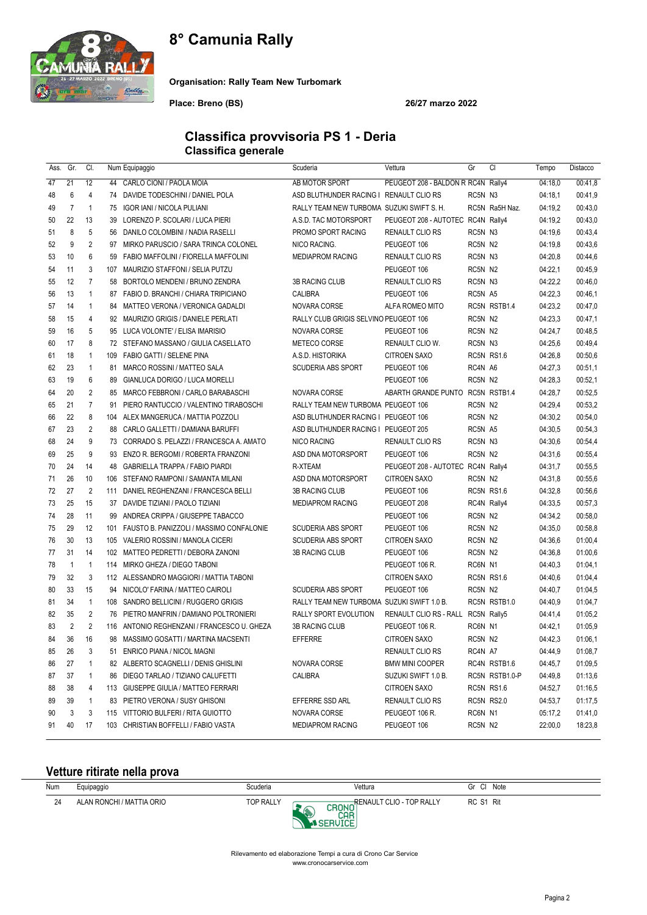# 8° Camunia Rally

**Organisation: Rally Team New Turbomark**

**Place: Breno (BS)** **26/27 marzo 2022**

## Classifica provvisoria PS 1 - Deria
### Classifica generale

| Ass. | Gr. | Cl. | Num | Equipaggio | Scuderia | Vettura | Gr | Cl | Tempo | Distacco |
|---|---|---|---|---|---|---|---|---|---|---|
| 47 | 21 | 12 | 44 | CARLO CIONI / PAOLA MOIA | AB MOTOR SPORT | PEUGEOT 208 - BALDON R | RC4N | Rally4 | 04:18,0 | 00:41,8 |
| 48 | 6 | 4 | 74 | DAVIDE TODESCHINI / DANIEL POLA | ASD BLUTHUNDER RACING I | RENAULT CLIO RS | RC5N | N3 | 04:18,1 | 00:41,9 |
| 49 | 7 | 1 | 75 | IGOR IANI / NICOLA PULIANI | RALLY TEAM NEW TURBOMA | SUZUKI SWIFT S. H. | RC5N | Ra5H Naz. | 04:19,2 | 00:43,0 |
| 50 | 22 | 13 | 39 | LORENZO P. SCOLARI / LUCA PIERI | A.S.D. TAC MOTORSPORT | PEUGEOT 208 - AUTOTEC | RC4N | Rally4 | 04:19,2 | 00:43,0 |
| 51 | 8 | 5 | 56 | DANILO COLOMBINI / NADIA RASELLI | PROMO SPORT RACING | RENAULT CLIO RS | RC5N | N3 | 04:19,6 | 00:43,4 |
| 52 | 9 | 2 | 97 | MIRKO PARUSCIO / SARA TRINCA COLONEL | NICO RACING. | PEUGEOT 106 | RC5N | N2 | 04:19,8 | 00:43,6 |
| 53 | 10 | 6 | 59 | FABIO MAFFOLINI / FIORELLA MAFFOLINI | MEDIAPROM RACING | RENAULT CLIO RS | RC5N | N3 | 04:20,8 | 00:44,6 |
| 54 | 11 | 3 | 107 | MAURIZIO STAFFONI / SELIA PUTZU | | PEUGEOT 106 | RC5N | N2 | 04:22,1 | 00:45,9 |
| 55 | 12 | 7 | 58 | BORTOLO MENDENI / BRUNO ZENDRA | 3B RACING CLUB | RENAULT CLIO RS | RC5N | N3 | 04:22,2 | 00:46,0 |
| 56 | 13 | 1 | 87 | FABIO D. BRANCHI / CHIARA TRIPICIANO | CALIBRA | PEUGEOT 106 | RC5N | A5 | 04:22,3 | 00:46,1 |
| 57 | 14 | 1 | 84 | MATTEO VERONA / VERONICA GADALDI | NOVARA CORSE | ALFA ROMEO MITO | RC5N | RSTB1.4 | 04:23,2 | 00:47,0 |
| 58 | 15 | 4 | 92 | MAURIZIO GRIGIS / DANIELE PERLATI | RALLY CLUB GRIGIS SELVINO | PEUGEOT 106 | RC5N | N2 | 04:23,3 | 00:47,1 |
| 59 | 16 | 5 | 95 | LUCA VOLONTE' / ELISA IMARISIO | NOVARA CORSE | PEUGEOT 106 | RC5N | N2 | 04:24,7 | 00:48,5 |
| 60 | 17 | 8 | 72 | STEFANO MASSANO / GIULIA CASELLATO | METECO CORSE | RENAULT CLIO W. | RC5N | N3 | 04:25,6 | 00:49,4 |
| 61 | 18 | 1 | 109 | FABIO GATTI / SELENE PINA | A.S.D. HISTORIKA | CITROEN SAXO | RC5N | RS1.6 | 04:26,8 | 00:50,6 |
| 62 | 23 | 1 | 81 | MARCO ROSSINI / MATTEO SALA | SCUDERIA ABS SPORT | PEUGEOT 106 | RC4N | A6 | 04:27,3 | 00:51,1 |
| 63 | 19 | 6 | 89 | GIANLUCA DORIGO / LUCA MORELLI | | PEUGEOT 106 | RC5N | N2 | 04:28,3 | 00:52,1 |
| 64 | 20 | 2 | 85 | MARCO FEBBRONI / CARLO BARABASCHI | NOVARA CORSE | ABARTH GRANDE PUNTO | RC5N | RSTB1.4 | 04:28,7 | 00:52,5 |
| 65 | 21 | 7 | 91 | PIERO RANTUCCIO / VALENTINO TIRABOSCHI | RALLY TEAM NEW TURBOMA | PEUGEOT 106 | RC5N | N2 | 04:29,4 | 00:53,2 |
| 66 | 22 | 8 | 104 | ALEX MANGERUCA / MATTIA POZZOLI | ASD BLUTHUNDER RACING I | PEUGEOT 106 | RC5N | N2 | 04:30,2 | 00:54,0 |
| 67 | 23 | 2 | 88 | CARLO GALLETTI / DAMIANA BARUFFI | ASD BLUTHUNDER RACING I | PEUGEOT 205 | RC5N | A5 | 04:30,5 | 00:54,3 |
| 68 | 24 | 9 | 73 | CORRADO S. PELAZZI / FRANCESCA A. AMATO | NICO RACING | RENAULT CLIO RS | RC5N | N3 | 04:30,6 | 00:54,4 |
| 69 | 25 | 9 | 93 | ENZO R. BERGOMI / ROBERTA FRANZONI | ASD DNA MOTORSPORT | PEUGEOT 106 | RC5N | N2 | 04:31,6 | 00:55,4 |
| 70 | 24 | 14 | 48 | GABRIELLA TRAPPA / FABIO PIARDI | R-XTEAM | PEUGEOT 208 - AUTOTEC | RC4N | Rally4 | 04:31,7 | 00:55,5 |
| 71 | 26 | 10 | 106 | STEFANO RAMPONI / SAMANTA MILANI | ASD DNA MOTORSPORT | CITROEN SAXO | RC5N | N2 | 04:31,8 | 00:55,6 |
| 72 | 27 | 2 | 111 | DANIEL REGHENZANI / FRANCESCA BELLI | 3B RACING CLUB | PEUGEOT 106 | RC5N | RS1.6 | 04:32,8 | 00:56,6 |
| 73 | 25 | 15 | 37 | DAVIDE TIZIANI / PAOLO TIZIANI | MEDIAPROM RACING | PEUGEOT 208 | RC4N | Rally4 | 04:33,5 | 00:57,3 |
| 74 | 28 | 11 | 99 | ANDREA CRIPPA / GIUSEPPE TABACCO | | PEUGEOT 106 | RC5N | N2 | 04:34,2 | 00:58,0 |
| 75 | 29 | 12 | 101 | FAUSTO B. PANIZZOLI / MASSIMO CONFALONIE | SCUDERIA ABS SPORT | PEUGEOT 106 | RC5N | N2 | 04:35,0 | 00:58,8 |
| 76 | 30 | 13 | 105 | VALERIO ROSSINI / MANOLA CICERI | SCUDERIA ABS SPORT | CITROEN SAXO | RC5N | N2 | 04:36,6 | 01:00,4 |
| 77 | 31 | 14 | 102 | MATTEO PEDRETTI / DEBORA ZANONI | 3B RACING CLUB | PEUGEOT 106 | RC5N | N2 | 04:36,8 | 01:00,6 |
| 78 | 1 | 1 | 114 | MIRKO GHEZA / DIEGO TABONI | | PEUGEOT 106 R. | RC6N | N1 | 04:40,3 | 01:04,1 |
| 79 | 32 | 3 | 112 | ALESSANDRO MAGGIORI / MATTIA TABONI | | CITROEN SAXO | RC5N | RS1.6 | 04:40,6 | 01:04,4 |
| 80 | 33 | 15 | 94 | NICOLO' FARINA / MATTEO CAIROLI | SCUDERIA ABS SPORT | PEUGEOT 106 | RC5N | N2 | 04:40,7 | 01:04,5 |
| 81 | 34 | 1 | 108 | SANDRO BELLICINI / RUGGERO GRIGIS | RALLY TEAM NEW TURBOMA | SUZUKI SWIFT 1.0 B. | RC5N | RSTB1.0 | 04:40,9 | 01:04,7 |
| 82 | 35 | 2 | 76 | PIETRO MANFRIN / DAMIANO POLTRONIERI | RALLY SPORT EVOLUTION | RENAULT CLIO RS - RALL | RC5N | Rally5 | 04:41,4 | 01:05,2 |
| 83 | 2 | 2 | 116 | ANTONIO REGHENZANI / FRANCESCO U. GHEZA | 3B RACING CLUB | PEUGEOT 106 R. | RC6N | N1 | 04:42,1 | 01:05,9 |
| 84 | 36 | 16 | 98 | MASSIMO GOSATTI / MARTINA MACSENTI | EFFERRE | CITROEN SAXO | RC5N | N2 | 04:42,3 | 01:06,1 |
| 85 | 26 | 3 | 51 | ENRICO PIANA / NICOL MAGNI | | RENAULT CLIO RS | RC4N | A7 | 04:44,9 | 01:08,7 |
| 86 | 27 | 1 | 82 | ALBERTO SCAGNELLI / DENIS GHISLINI | NOVARA CORSE | BMW MINI COOPER | RC4N | RSTB1.6 | 04:45,7 | 01:09,5 |
| 87 | 37 | 1 | 86 | DIEGO TARLAO / TIZIANO CALUFETTI | CALIBRA | SUZUKI SWIFT 1.0 B. | RC5N | RSTB1.0-P | 04:49,8 | 01:13,6 |
| 88 | 38 | 4 | 113 | GIUSEPPE GIULIA / MATTEO FERRARI | | CITROEN SAXO | RC5N | RS1.6 | 04:52,7 | 01:16,5 |
| 89 | 39 | 1 | 83 | PIETRO VERONA / SUSY GHISONI | EFFERRE SSD ARL | RENAULT CLIO RS | RC5N | RS2.0 | 04:53,7 | 01:17,5 |
| 90 | 3 | 3 | 115 | VITTORIO BULFERI / RITA GUIOTTO | NOVARA CORSE | PEUGEOT 106 R. | RC6N | N1 | 05:17,2 | 01:41,0 |
| 91 | 40 | 17 | 103 | CHRISTIAN BOFFELLI / FABIO VASTA | MEDIAPROM RACING | PEUGEOT 106 | RC5N | N2 | 22:00,0 | 18:23,8 |

## Vetture ritirate nella prova

| Num | Equipaggio | Scuderia | Vettura | Gr | Cl | Note |
|---|---|---|---|---|---|---|
| 24 | ALAN RONCHI / MATTIA ORIO | TOP RALLY | RENAULT CLIO - TOP RALLY | RC | S1 | Rit |

Rilevamento ed elaborazione Tempi a cura di Crono Car Service
www.cronocarservice.com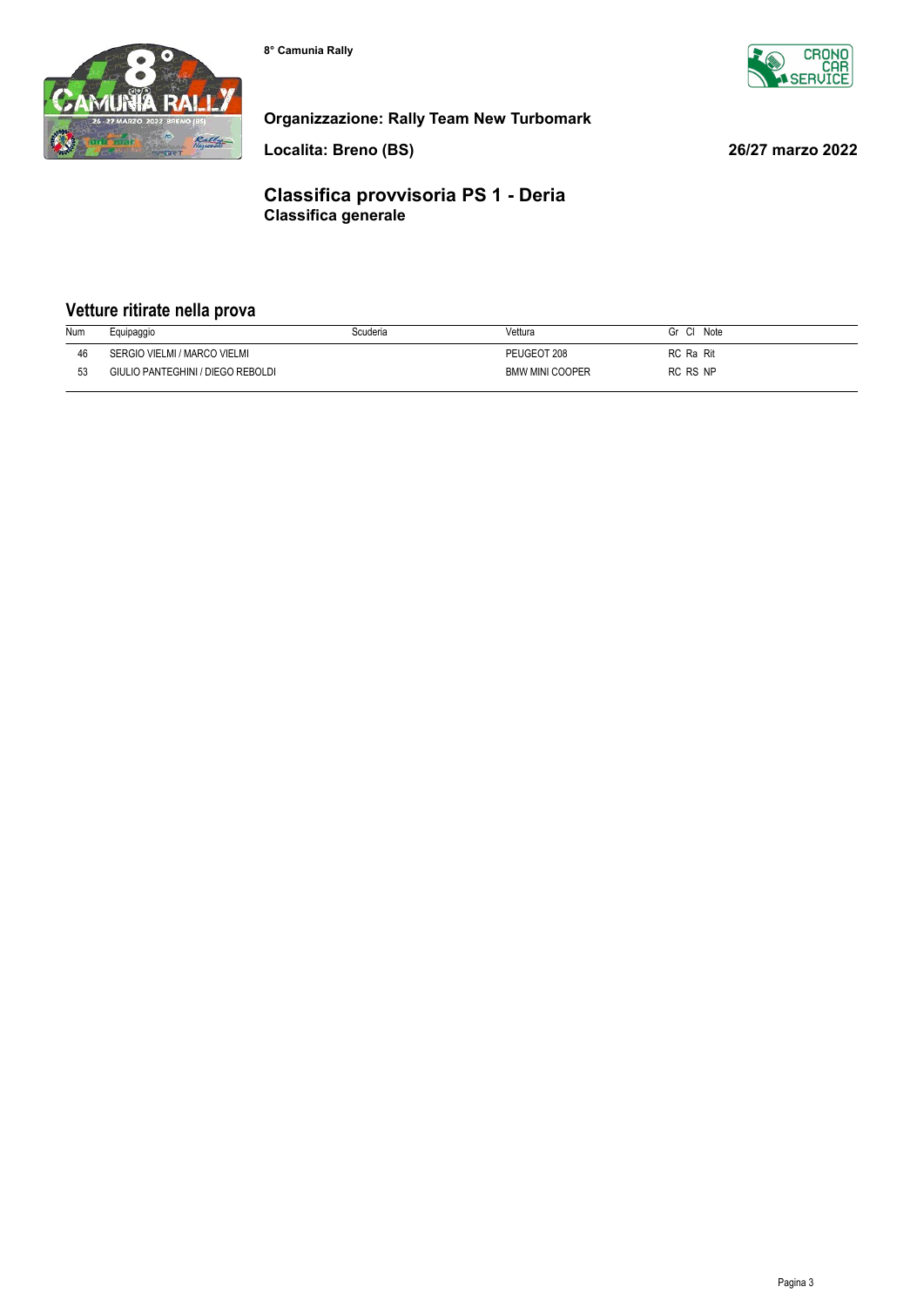8° Camunia Rally

**Organizzazione: Rally Team New Turbomark**

**Localita: Breno (BS)**

**26/27 marzo 2022**

## Classifica provvisoria PS 1 - Deria

### Classifica generale

## Vetture ritirate nella prova

| Num | Equipaggio | Scuderia | Vettura | Gr | Cl | Note |
|---|---|---|---|---|---|---|
| 46 | SERGIO VIELMI / MARCO VIELMI | | PEUGEOT 208 | RC | Ra | Rit |
| 53 | GIULIO PANTEGHINI / DIEGO REBOLDI | | BMW MINI COOPER | RC | RS | NP |